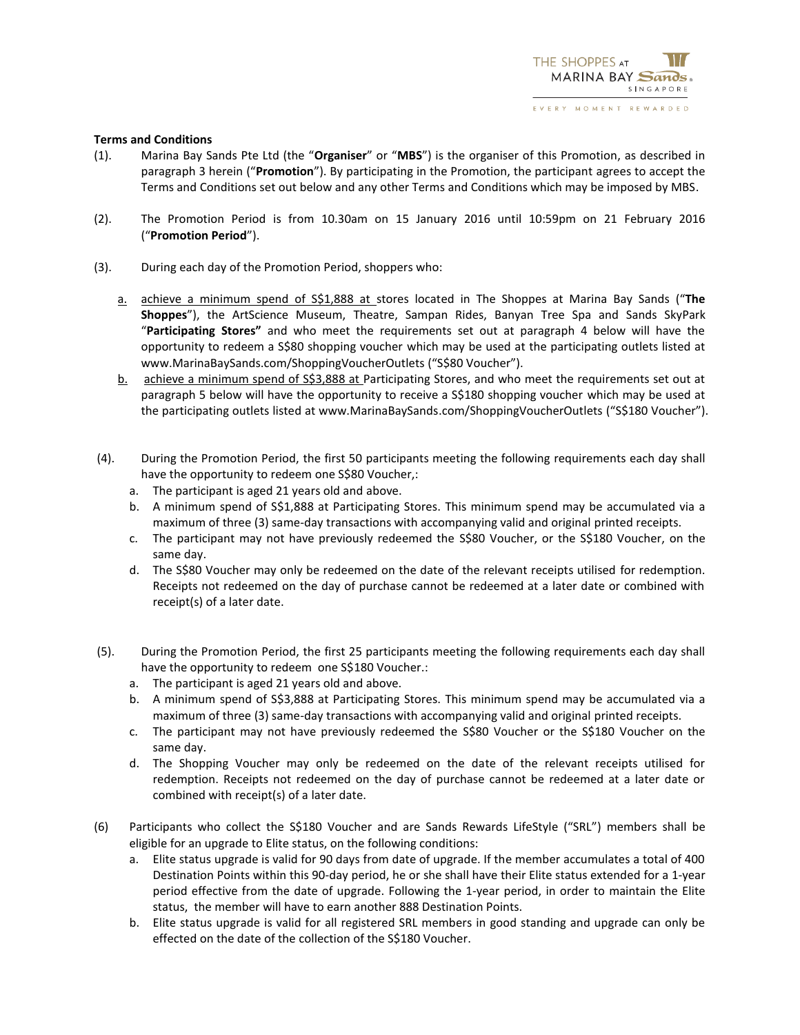**Terms and Conditions**

(1). Marina Bay Sands Pte Ltd (the "**Organiser**" or "**MBS**") is the organiser of this Promotion, as described in paragraph 3 herein ("**Promotion**"). By participating in the Promotion, the participant agrees to accept the Terms and Conditions set out below and any other Terms and Conditions which may be imposed by MBS.

(2). The Promotion Period is from 10.30am on 15 January 2016 until 10:59pm on 21 February 2016 ("**Promotion Period**").

(3). During each day of the Promotion Period, shoppers who:

a. achieve a minimum spend of S$1,888 at stores located in The Shoppes at Marina Bay Sands ("**The Shoppes**"), the ArtScience Museum, Theatre, Sampan Rides, Banyan Tree Spa and Sands SkyPark "**Participating Stores"** and who meet the requirements set out at paragraph 4 below will have the opportunity to redeem a S$80 shopping voucher which may be used at the participating outlets listed at www.MarinaBaySands.com/ShoppingVoucherOutlets ("S$80 Voucher").

b. achieve a minimum spend of S$3,888 at Participating Stores, and who meet the requirements set out at paragraph 5 below will have the opportunity to receive a S$180 shopping voucher which may be used at the participating outlets listed at www.MarinaBaySands.com/ShoppingVoucherOutlets ("S$180 Voucher").

(4). During the Promotion Period, the first 50 participants meeting the following requirements each day shall have the opportunity to redeem one S$80 Voucher,:

a. The participant is aged 21 years old and above.
b. A minimum spend of S$1,888 at Participating Stores. This minimum spend may be accumulated via a maximum of three (3) same-day transactions with accompanying valid and original printed receipts.
c. The participant may not have previously redeemed the S$80 Voucher, or the S$180 Voucher, on the same day.
d. The S$80 Voucher may only be redeemed on the date of the relevant receipts utilised for redemption. Receipts not redeemed on the day of purchase cannot be redeemed at a later date or combined with receipt(s) of a later date.

(5). During the Promotion Period, the first 25 participants meeting the following requirements each day shall have the opportunity to redeem one S$180 Voucher.:

a. The participant is aged 21 years old and above.
b. A minimum spend of S$3,888 at Participating Stores. This minimum spend may be accumulated via a maximum of three (3) same-day transactions with accompanying valid and original printed receipts.
c. The participant may not have previously redeemed the S$80 Voucher or the S$180 Voucher on the same day.
d. The Shopping Voucher may only be redeemed on the date of the relevant receipts utilised for redemption. Receipts not redeemed on the day of purchase cannot be redeemed at a later date or combined with receipt(s) of a later date.

(6) Participants who collect the S$180 Voucher and are Sands Rewards LifeStyle ("SRL") members shall be eligible for an upgrade to Elite status, on the following conditions:

a. Elite status upgrade is valid for 90 days from date of upgrade. If the member accumulates a total of 400 Destination Points within this 90-day period, he or she shall have their Elite status extended for a 1-year period effective from the date of upgrade. Following the 1-year period, in order to maintain the Elite status, the member will have to earn another 888 Destination Points.
b. Elite status upgrade is valid for all registered SRL members in good standing and upgrade can only be effected on the date of the collection of the S$180 Voucher.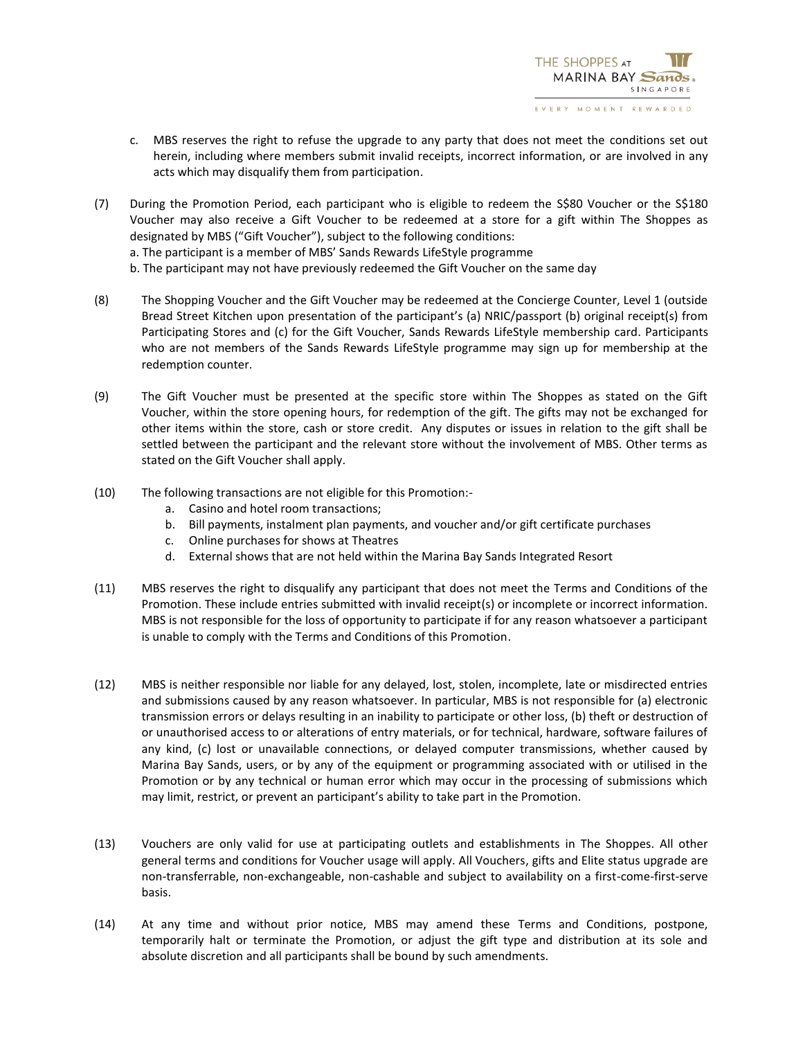c. MBS reserves the right to refuse the upgrade to any party that does not meet the conditions set out herein, including where members submit invalid receipts, incorrect information, or are involved in any acts which may disqualify them from participation.

(7) During the Promotion Period, each participant who is eligible to redeem the S$80 Voucher or the S$180 Voucher may also receive a Gift Voucher to be redeemed at a store for a gift within The Shoppes as designated by MBS ("Gift Voucher"), subject to the following conditions:
a. The participant is a member of MBS' Sands Rewards LifeStyle programme
b. The participant may not have previously redeemed the Gift Voucher on the same day

(8) The Shopping Voucher and the Gift Voucher may be redeemed at the Concierge Counter, Level 1 (outside Bread Street Kitchen upon presentation of the participant's (a) NRIC/passport (b) original receipt(s) from Participating Stores and (c) for the Gift Voucher, Sands Rewards LifeStyle membership card. Participants who are not members of the Sands Rewards LifeStyle programme may sign up for membership at the redemption counter.

(9) The Gift Voucher must be presented at the specific store within The Shoppes as stated on the Gift Voucher, within the store opening hours, for redemption of the gift. The gifts may not be exchanged for other items within the store, cash or store credit. Any disputes or issues in relation to the gift shall be settled between the participant and the relevant store without the involvement of MBS. Other terms as stated on the Gift Voucher shall apply.

(10) The following transactions are not eligible for this Promotion:-
   a. Casino and hotel room transactions;
   b. Bill payments, instalment plan payments, and voucher and/or gift certificate purchases
   c. Online purchases for shows at Theatres
   d. External shows that are not held within the Marina Bay Sands Integrated Resort

(11) MBS reserves the right to disqualify any participant that does not meet the Terms and Conditions of the Promotion. These include entries submitted with invalid receipt(s) or incomplete or incorrect information. MBS is not responsible for the loss of opportunity to participate if for any reason whatsoever a participant is unable to comply with the Terms and Conditions of this Promotion.

(12) MBS is neither responsible nor liable for any delayed, lost, stolen, incomplete, late or misdirected entries and submissions caused by any reason whatsoever. In particular, MBS is not responsible for (a) electronic transmission errors or delays resulting in an inability to participate or other loss, (b) theft or destruction of or unauthorised access to or alterations of entry materials, or for technical, hardware, software failures of any kind, (c) lost or unavailable connections, or delayed computer transmissions, whether caused by Marina Bay Sands, users, or by any of the equipment or programming associated with or utilised in the Promotion or by any technical or human error which may occur in the processing of submissions which may limit, restrict, or prevent an participant's ability to take part in the Promotion.

(13) Vouchers are only valid for use at participating outlets and establishments in The Shoppes. All other general terms and conditions for Voucher usage will apply. All Vouchers, gifts and Elite status upgrade are non-transferrable, non-exchangeable, non-cashable and subject to availability on a first-come-first-serve basis.

(14) At any time and without prior notice, MBS may amend these Terms and Conditions, postpone, temporarily halt or terminate the Promotion, or adjust the gift type and distribution at its sole and absolute discretion and all participants shall be bound by such amendments.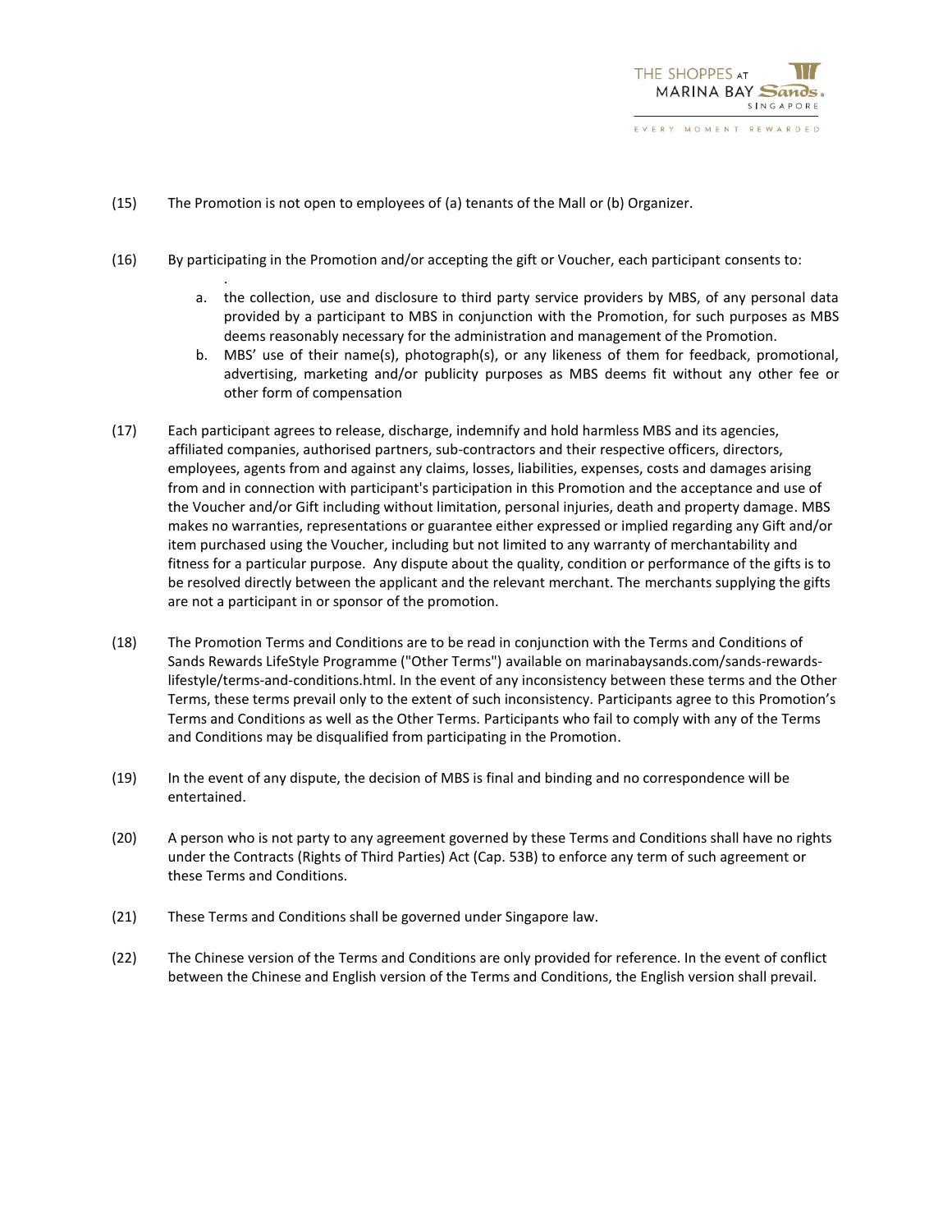(15) The Promotion is not open to employees of (a) tenants of the Mall or (b) Organizer.

(16) By participating in the Promotion and/or accepting the gift or Voucher, each participant consents to:

a. the collection, use and disclosure to third party service providers by MBS, of any personal data provided by a participant to MBS in conjunction with the Promotion, for such purposes as MBS deems reasonably necessary for the administration and management of the Promotion.
b. MBS' use of their name(s), photograph(s), or any likeness of them for feedback, promotional, advertising, marketing and/or publicity purposes as MBS deems fit without any other fee or other form of compensation

(17) Each participant agrees to release, discharge, indemnify and hold harmless MBS and its agencies, affiliated companies, authorised partners, sub-contractors and their respective officers, directors, employees, agents from and against any claims, losses, liabilities, expenses, costs and damages arising from and in connection with participant's participation in this Promotion and the acceptance and use of the Voucher and/or Gift including without limitation, personal injuries, death and property damage. MBS makes no warranties, representations or guarantee either expressed or implied regarding any Gift and/or item purchased using the Voucher, including but not limited to any warranty of merchantability and fitness for a particular purpose. Any dispute about the quality, condition or performance of the gifts is to be resolved directly between the applicant and the relevant merchant. The merchants supplying the gifts are not a participant in or sponsor of the promotion.

(18) The Promotion Terms and Conditions are to be read in conjunction with the Terms and Conditions of Sands Rewards LifeStyle Programme ("Other Terms") available on marinabaysands.com/sands-rewards-lifestyle/terms-and-conditions.html. In the event of any inconsistency between these terms and the Other Terms, these terms prevail only to the extent of such inconsistency. Participants agree to this Promotion's Terms and Conditions as well as the Other Terms. Participants who fail to comply with any of the Terms and Conditions may be disqualified from participating in the Promotion.

(19) In the event of any dispute, the decision of MBS is final and binding and no correspondence will be entertained.

(20) A person who is not party to any agreement governed by these Terms and Conditions shall have no rights under the Contracts (Rights of Third Parties) Act (Cap. 53B) to enforce any term of such agreement or these Terms and Conditions.

(21) These Terms and Conditions shall be governed under Singapore law.

(22) The Chinese version of the Terms and Conditions are only provided for reference. In the event of conflict between the Chinese and English version of the Terms and Conditions, the English version shall prevail.